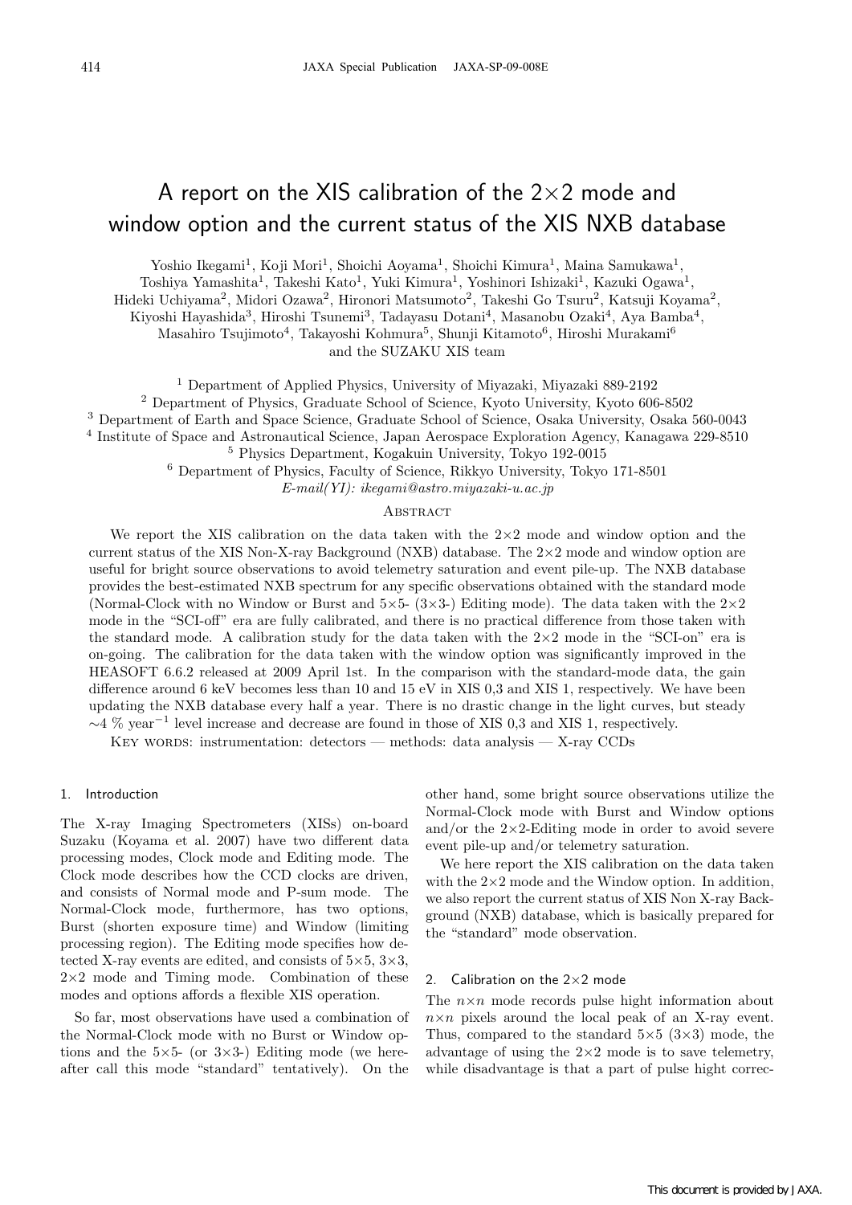# A report on the XIS calibration of the 2×2 mode and window option and the current status of the XIS NXB database

Yoshio Ikegami[1], Koji Mori[1], Shoichi Aoyama[1], Shoichi Kimura[1], Maina Samukawa[1], Toshiya Yamashita[1], Takeshi Kato[1], Yuki Kimura[1], Yoshinori Ishizaki[1], Kazuki Ogawa[1], Hideki Uchiyama[2], Midori Ozawa[2], Hironori Matsumoto[2], Takeshi Go Tsuru[2], Katsuji Koyama[2], Kiyoshi Hayashida[3], Hiroshi Tsunemi[3], Tadayasu Dotani[4], Masanobu Ozaki[4], Aya Bamba[4], Masahiro Tsujimoto[4], Takayoshi Kohmura[5], Shunji Kitamoto[6], Hiroshi Murakami[6] and the SUZAKU XIS team

[1] Department of Applied Physics, University of Miyazaki, Miyazaki 889-2192
[2] Department of Physics, Graduate School of Science, Kyoto University, Kyoto 606-8502
[3] Department of Earth and Space Science, Graduate School of Science, Osaka University, Osaka 560-0043
[4] Institute of Space and Astronautical Science, Japan Aerospace Exploration Agency, Kanagawa 229-8510
[5] Physics Department, Kogakuin University, Tokyo 192-0015
[6] Department of Physics, Faculty of Science, Rikkyo University, Tokyo 171-8501
*E-mail(YI): ikegami@astro.miyazaki-u.ac.jp*

## Abstract

We report the XIS calibration on the data taken with the 2×2 mode and window option and the current status of the XIS Non-X-ray Background (NXB) database. The 2×2 mode and window option are useful for bright source observations to avoid telemetry saturation and event pile-up. The NXB database provides the best-estimated NXB spectrum for any specific observations obtained with the standard mode (Normal-Clock with no Window or Burst and 5×5- (3×3-) Editing mode). The data taken with the 2×2 mode in the "SCI-off" era are fully calibrated, and there is no practical difference from those taken with the standard mode. A calibration study for the data taken with the 2×2 mode in the "SCI-on" era is on-going. The calibration for the data taken with the window option was significantly improved in the HEASOFT 6.6.2 released at 2009 April 1st. In the comparison with the standard-mode data, the gain difference around 6 keV becomes less than 10 and 15 eV in XIS 0,3 and XIS 1, respectively. We have been updating the NXB database every half a year. There is no drastic change in the light curves, but steady $\sim$4 % year$^{-1}$ level increase and decrease are found in those of XIS 0,3 and XIS 1, respectively.

Key words: instrumentation: detectors — methods: data analysis — X-ray CCDs

## 1. Introduction

The X-ray Imaging Spectrometers (XISs) on-board Suzaku (Koyama et al. 2007) have two different data processing modes, Clock mode and Editing mode. The Clock mode describes how the CCD clocks are driven, and consists of Normal mode and P-sum mode. The Normal-Clock mode, furthermore, has two options, Burst (shorten exposure time) and Window (limiting processing region). The Editing mode specifies how detected X-ray events are edited, and consists of 5×5, 3×3, 2×2 mode and Timing mode. Combination of these modes and options affords a flexible XIS operation.

So far, most observations have used a combination of the Normal-Clock mode with no Burst or Window options and the 5×5- (or 3×3-) Editing mode (we hereafter call this mode "standard" tentatively). On the other hand, some bright source observations utilize the Normal-Clock mode with Burst and Window options and/or the 2×2-Editing mode in order to avoid severe event pile-up and/or telemetry saturation.

We here report the XIS calibration on the data taken with the 2×2 mode and the Window option. In addition, we also report the current status of XIS Non X-ray Background (NXB) database, which is basically prepared for the "standard" mode observation.

## 2. Calibration on the 2×2 mode

The $n$×$n$ mode records pulse hight information about $n$×$n$ pixels around the local peak of an X-ray event. Thus, compared to the standard 5×5 (3×3) mode, the advantage of using the 2×2 mode is to save telemetry, while disadvantage is that a part of pulse hight correc-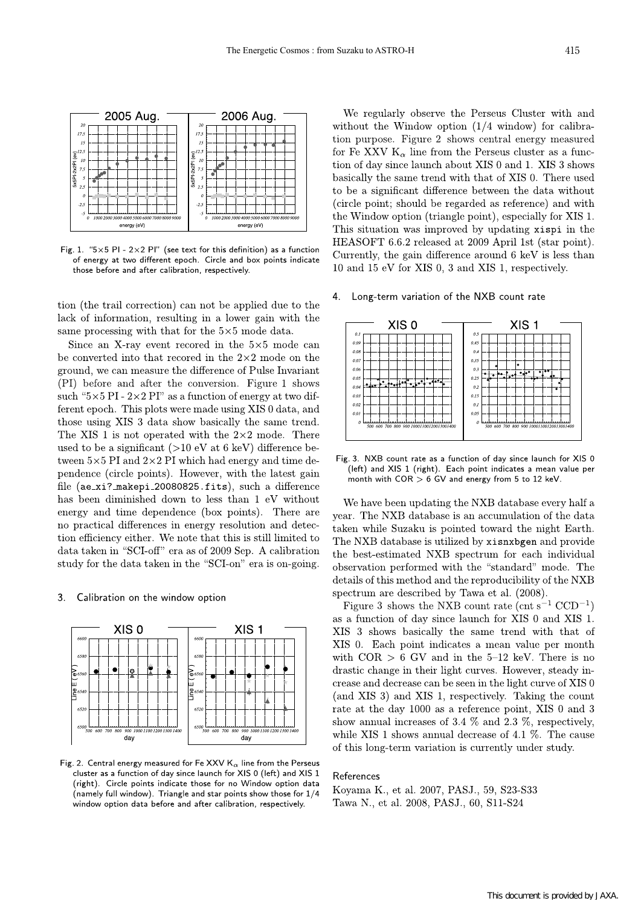2005 Aug.

2006 Aug.

5x5PI-2x2PI (ev)

energy (eV)

Fig. 1. "5×5 PI - 2×2 PI" (see text for this definition) as a function of energy at two different epoch. Circle and box points indicate those before and after calibration, respectively.

tion (the trail correction) can not be applied due to the lack of information, resulting in a lower gain with the same processing with that for the 5×5 mode data.

Since an X-ray event recored in the 5×5 mode can be converted into that recored in the 2×2 mode on the ground, we can measure the difference of Pulse Invariant (PI) before and after the conversion. Figure 1 shows such "5×5 PI - 2×2 PI" as a function of energy at two different epoch. This plots were made using XIS 0 data, and those using XIS 3 data show basically the same trend. The XIS 1 is not operated with the 2×2 mode. There used to be a significant (>10 eV at 6 keV) difference between 5×5 PI and 2×2 PI which had energy and time dependence (circle points). However, with the latest gain file (ae_xi?_makepi_20080825.fits), such a difference has been diminished down to less than 1 eV without energy and time dependence (box points). There are no practical differences in energy resolution and detection efficiency either. We note that this is still limited to data taken in "SCI-off" era as of 2009 Sep. A calibration study for the data taken in the "SCI-on" era is on-going.

## 3. Calibration on the window option

XIS 0

XIS 1

Line E (eV)

day

Fig. 2. Central energy measured for Fe XXV $K_\alpha$ line from the Perseus cluster as a function of day since launch for XIS 0 (left) and XIS 1 (right). Circle points indicate those for no Window option data (namely full window). Triangle and star points show those for 1/4 window option data before and after calibration, respectively.

We regularly observe the Perseus Cluster with and without the Window option (1/4 window) for calibration purpose. Figure 2 shows central energy measured for Fe XXV $K_\alpha$ line from the Perseus cluster as a function of day since launch about XIS 0 and 1. XIS 3 shows basically the same trend with that of XIS 0. There used to be a significant difference between the data without (circle point; should be regarded as reference) and with the Window option (triangle point), especially for XIS 1. This situation was improved by updating xispi in the HEASOFT 6.6.2 released at 2009 April 1st (star point). Currently, the gain difference around 6 keV is less than 10 and 15 eV for XIS 0, 3 and XIS 1, respectively.

## 4. Long-term variation of the NXB count rate

XIS 0

XIS 1

Fig. 3. NXB count rate as a function of day since launch for XIS 0 (left) and XIS 1 (right). Each point indicates a mean value per month with COR > 6 GV and energy from 5 to 12 keV.

We have been updating the NXB database every half a year. The NXB database is an accumulation of the data taken while Suzaku is pointed toward the night Earth. The NXB database is utilized by xisnxbgen and provide the best-estimated NXB spectrum for each individual observation performed with the "standard" mode. The details of this method and the reproducibility of the NXB spectrum are described by Tawa et al. (2008).

Figure 3 shows the NXB count rate (cnt $s^{-1}$ $CCD^{-1}$) as a function of day since launch for XIS 0 and XIS 1. XIS 3 shows basically the same trend with that of XIS 0. Each point indicates a mean value per month with COR > 6 GV and in the 5–12 keV. There is no drastic change in their light curves. However, steady increase and decrease can be seen in the light curve of XIS 0 (and XIS 3) and XIS 1, respectively. Taking the count rate at the day 1000 as a reference point, XIS 0 and 3 show annual increases of 3.4 % and 2.3 %, respectively, while XIS 1 shows annual decrease of 4.1 %. The cause of this long-term variation is currently under study.

## References

Koyama K., et al. 2007, PASJ., 59, S23-S33

Tawa N., et al. 2008, PASJ., 60, S11-S24